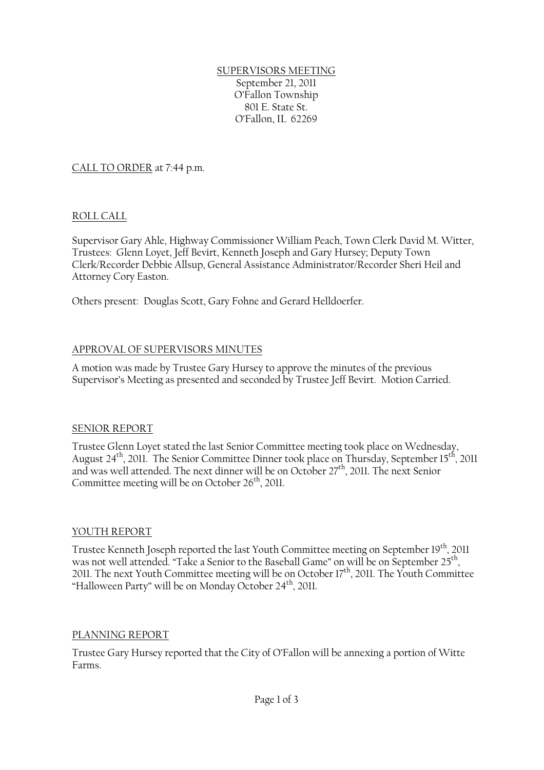SUPERVISORS MEETING
September 21, 2011
O'Fallon Township
801 E. State St.
O'Fallon, IL 62269

CALL TO ORDER at 7:44 p.m.

ROLL CALL

Supervisor Gary Ahle, Highway Commissioner William Peach, Town Clerk David M. Witter, Trustees: Glenn Loyet, Jeff Bevirt, Kenneth Joseph and Gary Hursey; Deputy Town Clerk/Recorder Debbie Allsup, General Assistance Administrator/Recorder Sheri Heil and Attorney Cory Easton.

Others present: Douglas Scott, Gary Fohne and Gerard Helldoerfer.

APPROVAL OF SUPERVISORS MINUTES

A motion was made by Trustee Gary Hursey to approve the minutes of the previous Supervisor's Meeting as presented and seconded by Trustee Jeff Bevirt. Motion Carried.

SENIOR REPORT

Trustee Glenn Loyet stated the last Senior Committee meeting took place on Wednesday, August 24th, 2011. The Senior Committee Dinner took place on Thursday, September 15th, 2011 and was well attended. The next dinner will be on October 27th, 2011. The next Senior Committee meeting will be on October 26th, 2011.

YOUTH REPORT

Trustee Kenneth Joseph reported the last Youth Committee meeting on September 19th, 2011 was not well attended. "Take a Senior to the Baseball Game" on will be on September 25th, 2011. The next Youth Committee meeting will be on October 17th, 2011. The Youth Committee "Halloween Party" will be on Monday October 24th, 2011.

PLANNING REPORT

Trustee Gary Hursey reported that the City of O'Fallon will be annexing a portion of Witte Farms.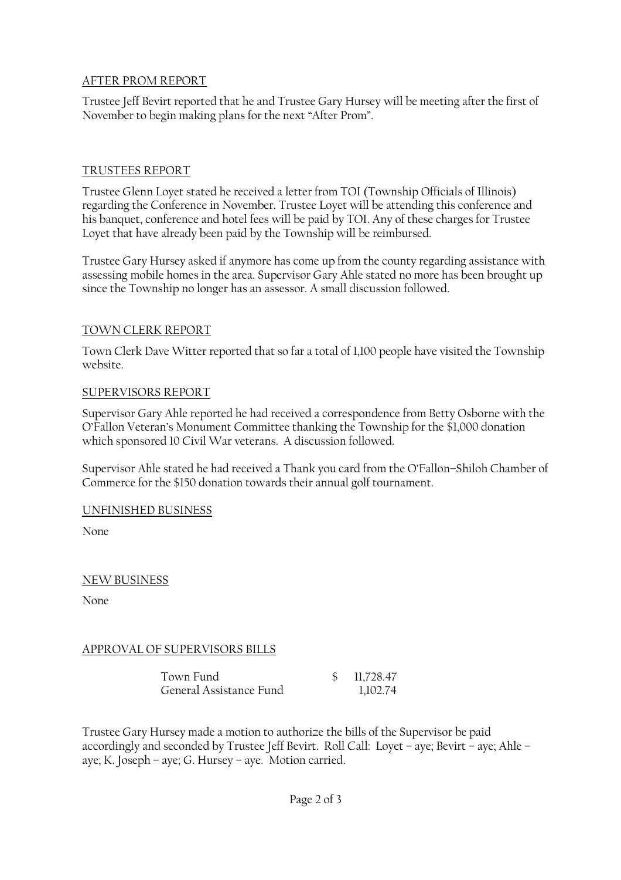## AFTER PROM REPORT

Trustee Jeff Bevirt reported that he and Trustee Gary Hursey will be meeting after the first of November to begin making plans for the next "After Prom".

## TRUSTEES REPORT

Trustee Glenn Loyet stated he received a letter from TOI (Township Officials of Illinois) regarding the Conference in November. Trustee Loyet will be attending this conference and his banquet, conference and hotel fees will be paid by TOI. Any of these charges for Trustee Loyet that have already been paid by the Township will be reimbursed.

Trustee Gary Hursey asked if anymore has come up from the county regarding assistance with assessing mobile homes in the area. Supervisor Gary Ahle stated no more has been brought up since the Township no longer has an assessor. A small discussion followed.

## TOWN CLERK REPORT

Town Clerk Dave Witter reported that so far a total of 1,100 people have visited the Township website.

## SUPERVISORS REPORT

Supervisor Gary Ahle reported he had received a correspondence from Betty Osborne with the O'Fallon Veteran's Monument Committee thanking the Township for the $1,000 donation which sponsored 10 Civil War veterans. A discussion followed.

Supervisor Ahle stated he had received a Thank you card from the O'Fallon–Shiloh Chamber of Commerce for the $150 donation towards their annual golf tournament.

## UNFINISHED BUSINESS

None

## NEW BUSINESS

None

## APPROVAL OF SUPERVISORS BILLS

| | |
|---|---|
| Town Fund | $ 11,728.47 |
| General Assistance Fund | 1,102.74 |

Trustee Gary Hursey made a motion to authorize the bills of the Supervisor be paid accordingly and seconded by Trustee Jeff Bevirt. Roll Call: Loyet – aye; Bevirt – aye; Ahle – aye; K. Joseph – aye; G. Hursey – aye. Motion carried.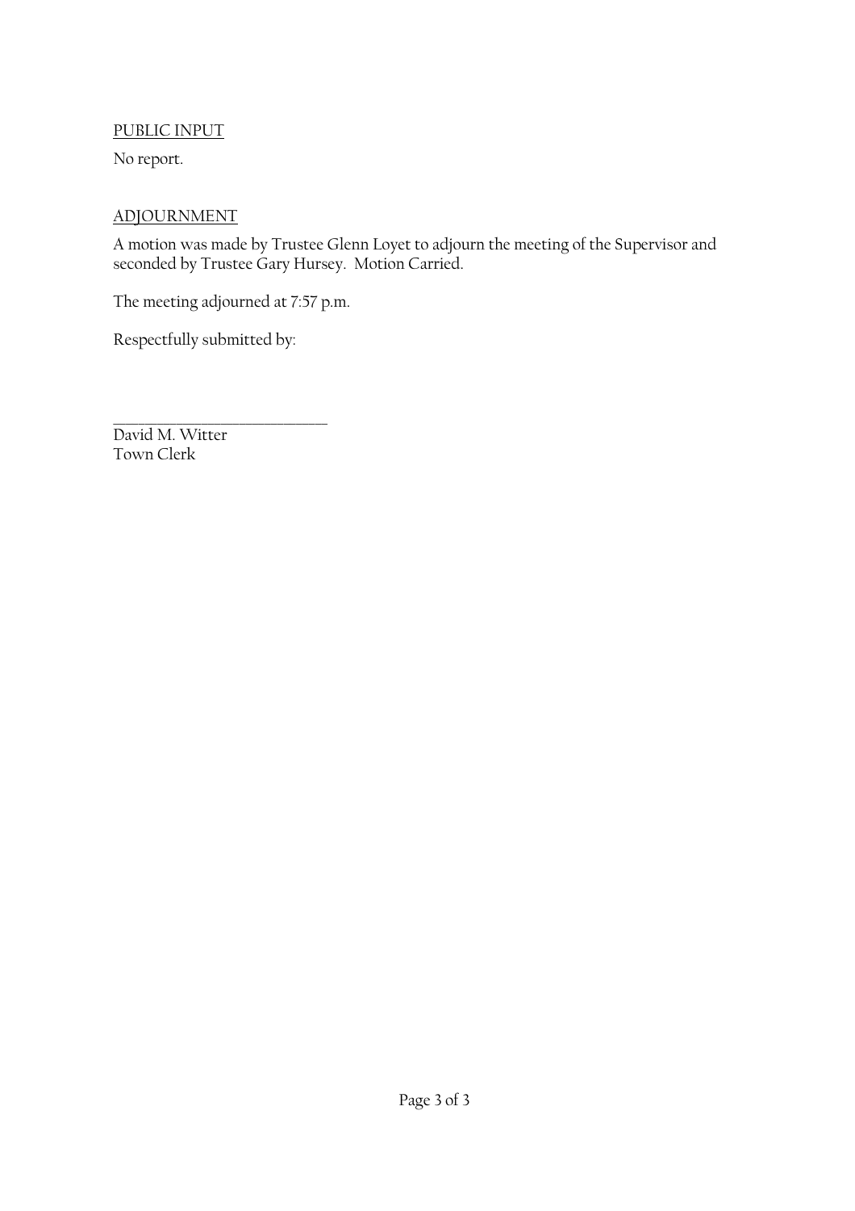PUBLIC INPUT

No report.

ADJOURNMENT

A motion was made by Trustee Glenn Loyet to adjourn the meeting of the Supervisor and seconded by Trustee Gary Hursey. Motion Carried.

The meeting adjourned at 7:57 p.m.

Respectfully submitted by:

\_\_\_\_\_\_\_\_\_\_\_\_\_\_\_\_\_\_\_\_\_\_\_\_\_\_\_\_

David M. Witter
Town Clerk